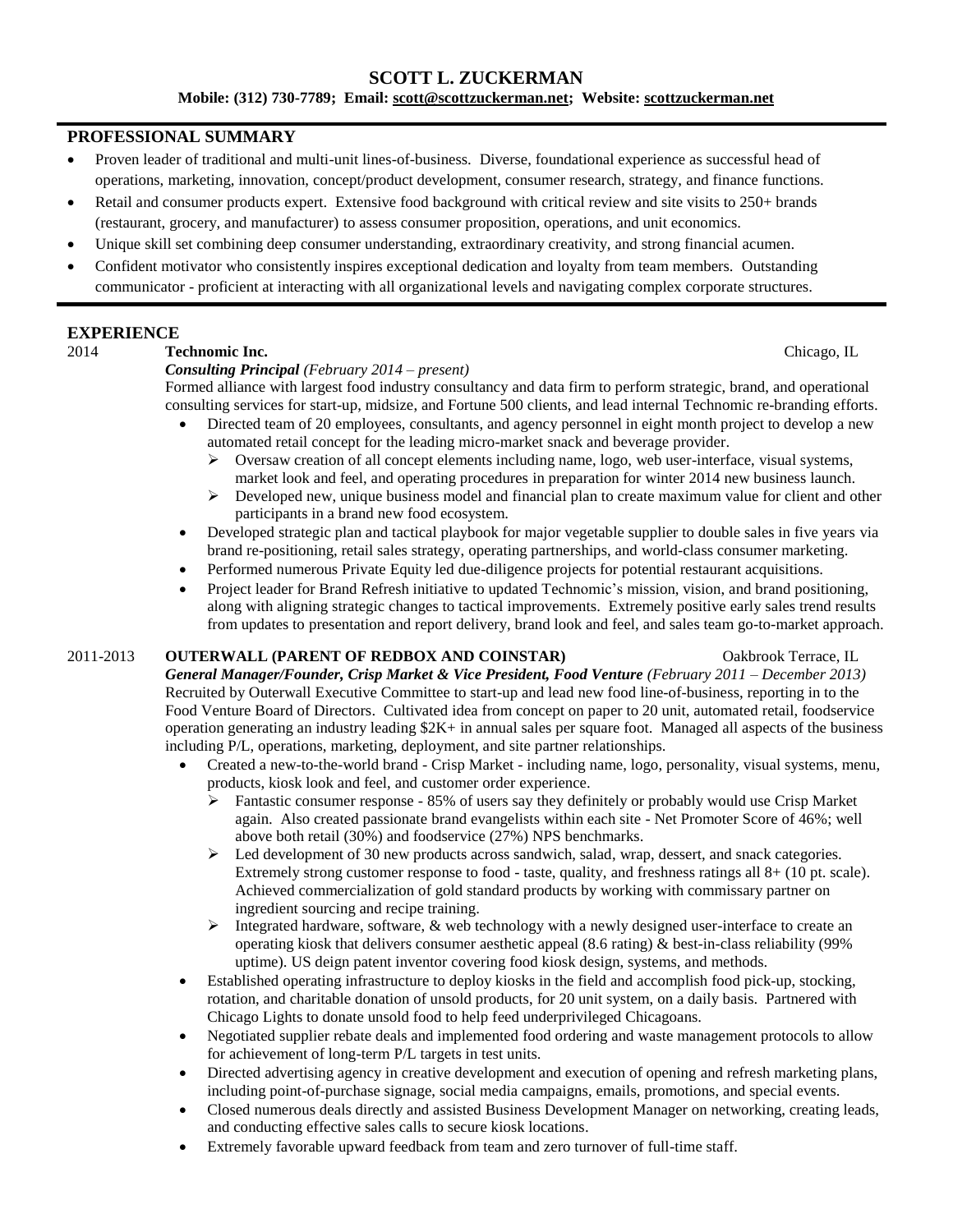# SCOTT L. ZUCKERMAN

**Mobile: (312) 730-7789; Email: scott@scottzuckerman.net; Website: scottzuckerman.net**

## PROFESSIONAL SUMMARY

- Proven leader of traditional and multi-unit lines-of-business. Diverse, foundational experience as successful head of operations, marketing, innovation, concept/product development, consumer research, strategy, and finance functions.
- Retail and consumer products expert. Extensive food background with critical review and site visits to 250+ brands (restaurant, grocery, and manufacturer) to assess consumer proposition, operations, and unit economics.
- Unique skill set combining deep consumer understanding, extraordinary creativity, and strong financial acumen.
- Confident motivator who consistently inspires exceptional dedication and loyalty from team members. Outstanding communicator - proficient at interacting with all organizational levels and navigating complex corporate structures.

## EXPERIENCE

### 2014 — Technomic Inc. — Chicago, IL

***Consulting Principal*** *(February 2014 – present)*

Formed alliance with largest food industry consultancy and data firm to perform strategic, brand, and operational consulting services for start-up, midsize, and Fortune 500 clients, and lead internal Technomic re-branding efforts.

- Directed team of 20 employees, consultants, and agency personnel in eight month project to develop a new automated retail concept for the leading micro-market snack and beverage provider.
  - Oversaw creation of all concept elements including name, logo, web user-interface, visual systems, market look and feel, and operating procedures in preparation for winter 2014 new business launch.
  - Developed new, unique business model and financial plan to create maximum value for client and other participants in a brand new food ecosystem.
- Developed strategic plan and tactical playbook for major vegetable supplier to double sales in five years via brand re-positioning, retail sales strategy, operating partnerships, and world-class consumer marketing.
- Performed numerous Private Equity led due-diligence projects for potential restaurant acquisitions.
- Project leader for Brand Refresh initiative to updated Technomic's mission, vision, and brand positioning, along with aligning strategic changes to tactical improvements. Extremely positive early sales trend results from updates to presentation and report delivery, brand look and feel, and sales team go-to-market approach.

### 2011-2013 — OUTERWALL (PARENT OF REDBOX AND COINSTAR) — Oakbrook Terrace, IL

***General Manager/Founder, Crisp Market & Vice President, Food Venture*** *(February 2011 – December 2013)*

Recruited by Outerwall Executive Committee to start-up and lead new food line-of-business, reporting in to the Food Venture Board of Directors. Cultivated idea from concept on paper to 20 unit, automated retail, foodservice operation generating an industry leading $2K+ in annual sales per square foot. Managed all aspects of the business including P/L, operations, marketing, deployment, and site partner relationships.

- Created a new-to-the-world brand - Crisp Market - including name, logo, personality, visual systems, menu, products, kiosk look and feel, and customer order experience.
  - Fantastic consumer response - 85% of users say they definitely or probably would use Crisp Market again. Also created passionate brand evangelists within each site - Net Promoter Score of 46%; well above both retail (30%) and foodservice (27%) NPS benchmarks.
  - Led development of 30 new products across sandwich, salad, wrap, dessert, and snack categories. Extremely strong customer response to food - taste, quality, and freshness ratings all 8+ (10 pt. scale). Achieved commercialization of gold standard products by working with commissary partner on ingredient sourcing and recipe training.
  - Integrated hardware, software, & web technology with a newly designed user-interface to create an operating kiosk that delivers consumer aesthetic appeal (8.6 rating) & best-in-class reliability (99% uptime). US deign patent inventor covering food kiosk design, systems, and methods.
- Established operating infrastructure to deploy kiosks in the field and accomplish food pick-up, stocking, rotation, and charitable donation of unsold products, for 20 unit system, on a daily basis. Partnered with Chicago Lights to donate unsold food to help feed underprivileged Chicagoans.
- Negotiated supplier rebate deals and implemented food ordering and waste management protocols to allow for achievement of long-term P/L targets in test units.
- Directed advertising agency in creative development and execution of opening and refresh marketing plans, including point-of-purchase signage, social media campaigns, emails, promotions, and special events.
- Closed numerous deals directly and assisted Business Development Manager on networking, creating leads, and conducting effective sales calls to secure kiosk locations.
- Extremely favorable upward feedback from team and zero turnover of full-time staff.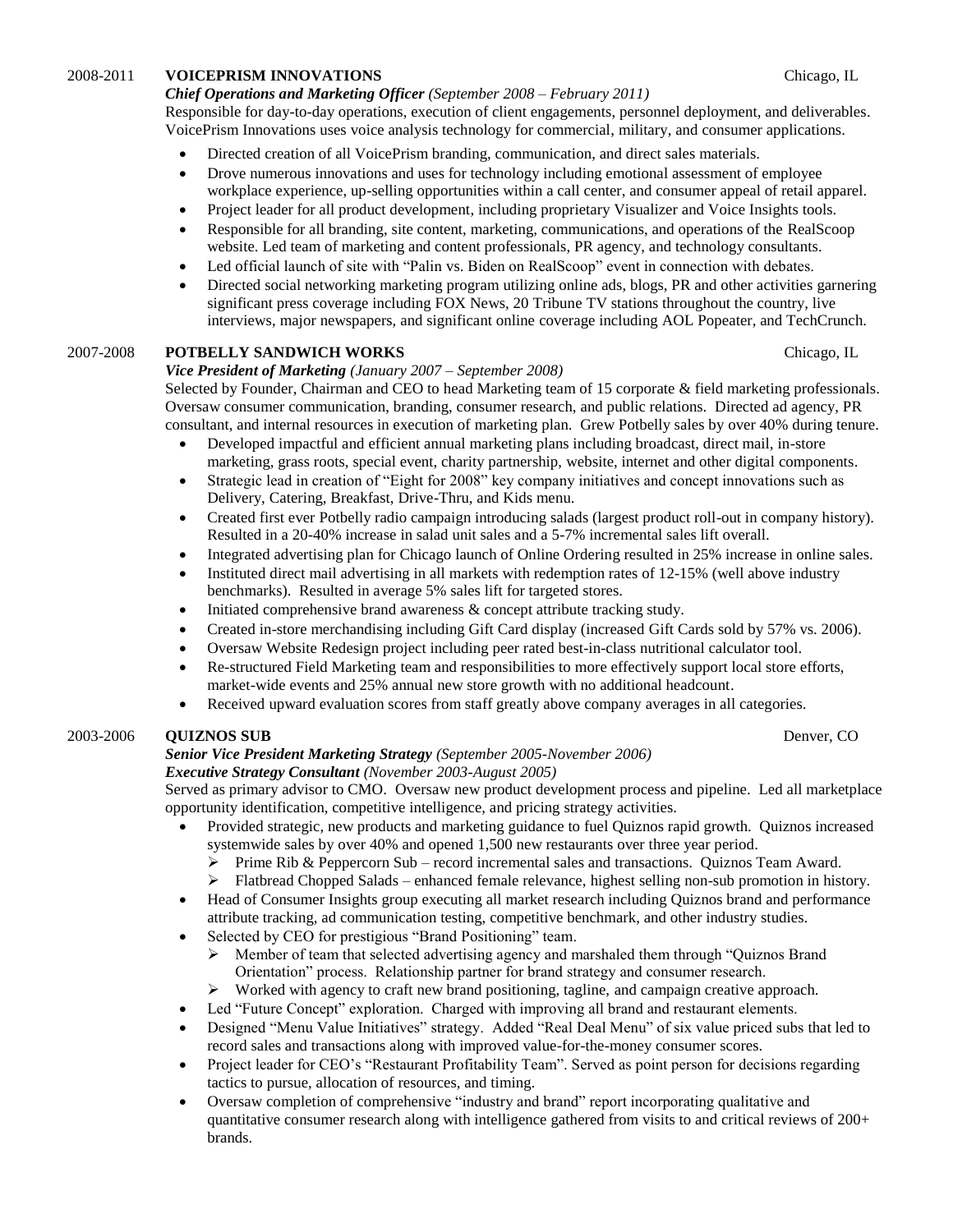2008-2011 **VOICEPRISM INNOVATIONS** Chicago, IL

***Chief Operations and Marketing Officer*** *(September 2008 – February 2011)*

Responsible for day-to-day operations, execution of client engagements, personnel deployment, and deliverables. VoicePrism Innovations uses voice analysis technology for commercial, military, and consumer applications.

- Directed creation of all VoicePrism branding, communication, and direct sales materials.
- Drove numerous innovations and uses for technology including emotional assessment of employee workplace experience, up-selling opportunities within a call center, and consumer appeal of retail apparel.
- Project leader for all product development, including proprietary Visualizer and Voice Insights tools.
- Responsible for all branding, site content, marketing, communications, and operations of the RealScoop website. Led team of marketing and content professionals, PR agency, and technology consultants.
- Led official launch of site with "Palin vs. Biden on RealScoop" event in connection with debates.
- Directed social networking marketing program utilizing online ads, blogs, PR and other activities garnering significant press coverage including FOX News, 20 Tribune TV stations throughout the country, live interviews, major newspapers, and significant online coverage including AOL Popeater, and TechCrunch.

2007-2008 **POTBELLY SANDWICH WORKS** Chicago, IL

***Vice President of Marketing*** *(January 2007 – September 2008)*

Selected by Founder, Chairman and CEO to head Marketing team of 15 corporate & field marketing professionals. Oversaw consumer communication, branding, consumer research, and public relations. Directed ad agency, PR consultant, and internal resources in execution of marketing plan. Grew Potbelly sales by over 40% during tenure.

- Developed impactful and efficient annual marketing plans including broadcast, direct mail, in-store marketing, grass roots, special event, charity partnership, website, internet and other digital components.
- Strategic lead in creation of "Eight for 2008" key company initiatives and concept innovations such as Delivery, Catering, Breakfast, Drive-Thru, and Kids menu.
- Created first ever Potbelly radio campaign introducing salads (largest product roll-out in company history). Resulted in a 20-40% increase in salad unit sales and a 5-7% incremental sales lift overall.
- Integrated advertising plan for Chicago launch of Online Ordering resulted in 25% increase in online sales.
- Instituted direct mail advertising in all markets with redemption rates of 12-15% (well above industry benchmarks). Resulted in average 5% sales lift for targeted stores.
- Initiated comprehensive brand awareness & concept attribute tracking study.
- Created in-store merchandising including Gift Card display (increased Gift Cards sold by 57% vs. 2006).
- Oversaw Website Redesign project including peer rated best-in-class nutritional calculator tool.
- Re-structured Field Marketing team and responsibilities to more effectively support local store efforts, market-wide events and 25% annual new store growth with no additional headcount.
- Received upward evaluation scores from staff greatly above company averages in all categories.

2003-2006 **QUIZNOS SUB** Denver, CO

***Senior Vice President Marketing Strategy*** *(September 2005-November 2006)*

***Executive Strategy Consultant*** *(November 2003-August 2005)*

Served as primary advisor to CMO. Oversaw new product development process and pipeline. Led all marketplace opportunity identification, competitive intelligence, and pricing strategy activities.

- Provided strategic, new products and marketing guidance to fuel Quiznos rapid growth. Quiznos increased systemwide sales by over 40% and opened 1,500 new restaurants over three year period.
  - Prime Rib & Peppercorn Sub – record incremental sales and transactions. Quiznos Team Award.
  - Flatbread Chopped Salads – enhanced female relevance, highest selling non-sub promotion in history.
- Head of Consumer Insights group executing all market research including Quiznos brand and performance attribute tracking, ad communication testing, competitive benchmark, and other industry studies.
- Selected by CEO for prestigious "Brand Positioning" team.
  - Member of team that selected advertising agency and marshaled them through "Quiznos Brand Orientation" process. Relationship partner for brand strategy and consumer research.
  - Worked with agency to craft new brand positioning, tagline, and campaign creative approach.
- Led "Future Concept" exploration. Charged with improving all brand and restaurant elements.
- Designed "Menu Value Initiatives" strategy. Added "Real Deal Menu" of six value priced subs that led to record sales and transactions along with improved value-for-the-money consumer scores.
- Project leader for CEO's "Restaurant Profitability Team". Served as point person for decisions regarding tactics to pursue, allocation of resources, and timing.
- Oversaw completion of comprehensive "industry and brand" report incorporating qualitative and quantitative consumer research along with intelligence gathered from visits to and critical reviews of 200+ brands.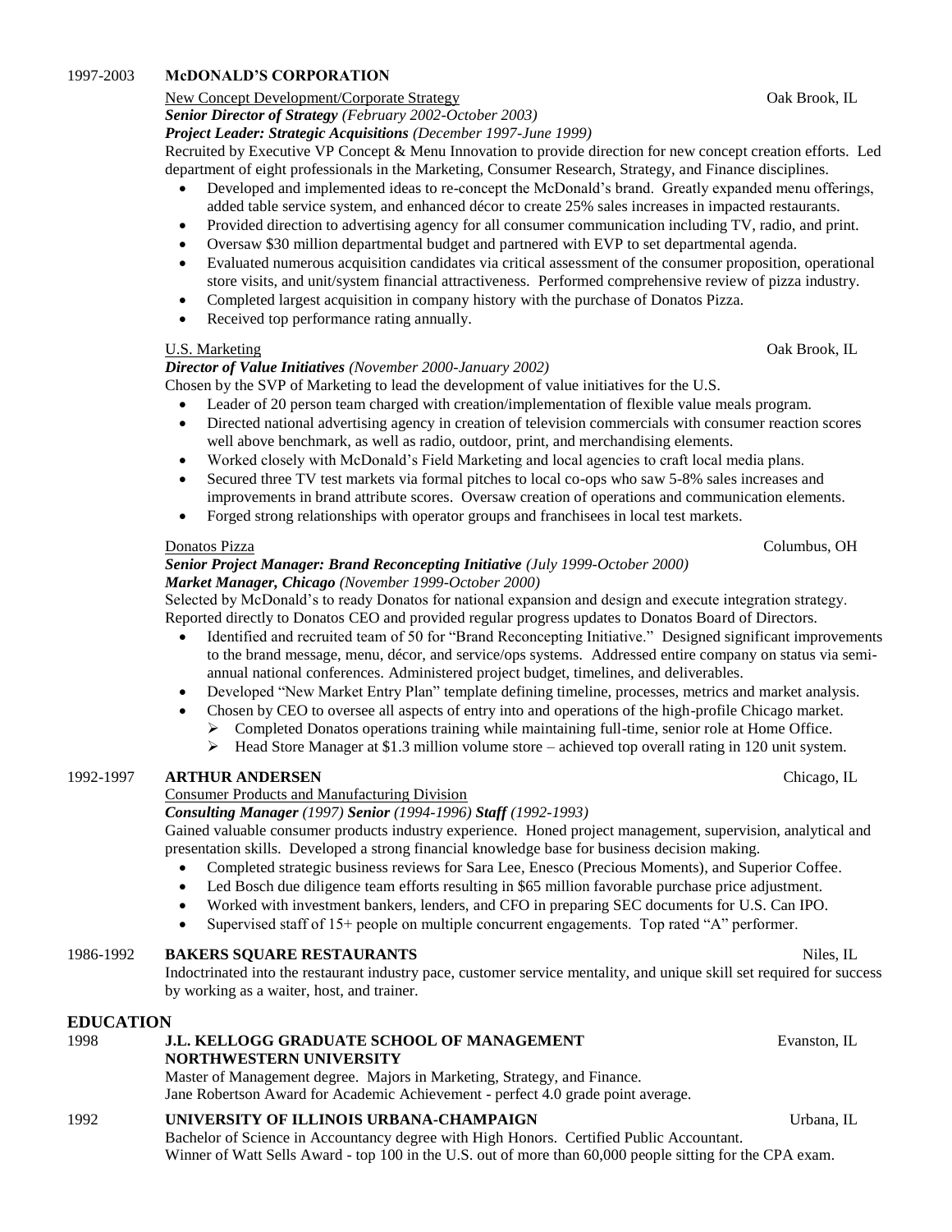1997-2003 **McDONALD'S CORPORATION**

New Concept Development/Corporate Strategy — Oak Brook, IL

***Senior Director of Strategy*** *(February 2002-October 2003)*

***Project Leader: Strategic Acquisitions*** *(December 1997-June 1999)*

Recruited by Executive VP Concept & Menu Innovation to provide direction for new concept creation efforts. Led department of eight professionals in the Marketing, Consumer Research, Strategy, and Finance disciplines.

- Developed and implemented ideas to re-concept the McDonald's brand. Greatly expanded menu offerings, added table service system, and enhanced décor to create 25% sales increases in impacted restaurants.
- Provided direction to advertising agency for all consumer communication including TV, radio, and print.
- Oversaw $30 million departmental budget and partnered with EVP to set departmental agenda.
- Evaluated numerous acquisition candidates via critical assessment of the consumer proposition, operational store visits, and unit/system financial attractiveness. Performed comprehensive review of pizza industry.
- Completed largest acquisition in company history with the purchase of Donatos Pizza.
- Received top performance rating annually.

U.S. Marketing — Oak Brook, IL

***Director of Value Initiatives*** *(November 2000-January 2002)*

Chosen by the SVP of Marketing to lead the development of value initiatives for the U.S.

- Leader of 20 person team charged with creation/implementation of flexible value meals program.
- Directed national advertising agency in creation of television commercials with consumer reaction scores well above benchmark, as well as radio, outdoor, print, and merchandising elements.
- Worked closely with McDonald's Field Marketing and local agencies to craft local media plans.
- Secured three TV test markets via formal pitches to local co-ops who saw 5-8% sales increases and improvements in brand attribute scores. Oversaw creation of operations and communication elements.
- Forged strong relationships with operator groups and franchisees in local test markets.

Donatos Pizza — Columbus, OH

***Senior Project Manager: Brand Reconcepting Initiative*** *(July 1999-October 2000)*

***Market Manager, Chicago*** *(November 1999-October 2000)*

Selected by McDonald's to ready Donatos for national expansion and design and execute integration strategy. Reported directly to Donatos CEO and provided regular progress updates to Donatos Board of Directors.

- Identified and recruited team of 50 for "Brand Reconcepting Initiative." Designed significant improvements to the brand message, menu, décor, and service/ops systems. Addressed entire company on status via semi-annual national conferences. Administered project budget, timelines, and deliverables.
- Developed "New Market Entry Plan" template defining timeline, processes, metrics and market analysis.
- Chosen by CEO to oversee all aspects of entry into and operations of the high-profile Chicago market.
  - Completed Donatos operations training while maintaining full-time, senior role at Home Office.
  - Head Store Manager at $1.3 million volume store – achieved top overall rating in 120 unit system.

1992-1997 **ARTHUR ANDERSEN** — Chicago, IL

Consumer Products and Manufacturing Division

***Consulting Manager*** *(1997)* ***Senior*** *(1994-1996)* ***Staff*** *(1992-1993)*

Gained valuable consumer products industry experience. Honed project management, supervision, analytical and presentation skills. Developed a strong financial knowledge base for business decision making.

- Completed strategic business reviews for Sara Lee, Enesco (Precious Moments), and Superior Coffee.
- Led Bosch due diligence team efforts resulting in $65 million favorable purchase price adjustment.
- Worked with investment bankers, lenders, and CFO in preparing SEC documents for U.S. Can IPO.
- Supervised staff of 15+ people on multiple concurrent engagements. Top rated "A" performer.

1986-1992 **BAKERS SQUARE RESTAURANTS** — Niles, IL

Indoctrinated into the restaurant industry pace, customer service mentality, and unique skill set required for success by working as a waiter, host, and trainer.

## EDUCATION

1998 **J.L. KELLOGG GRADUATE SCHOOL OF MANAGEMENT NORTHWESTERN UNIVERSITY** — Evanston, IL

Master of Management degree. Majors in Marketing, Strategy, and Finance.
Jane Robertson Award for Academic Achievement - perfect 4.0 grade point average.

1992 **UNIVERSITY OF ILLINOIS URBANA-CHAMPAIGN** — Urbana, IL

Bachelor of Science in Accountancy degree with High Honors. Certified Public Accountant.
Winner of Watt Sells Award - top 100 in the U.S. out of more than 60,000 people sitting for the CPA exam.